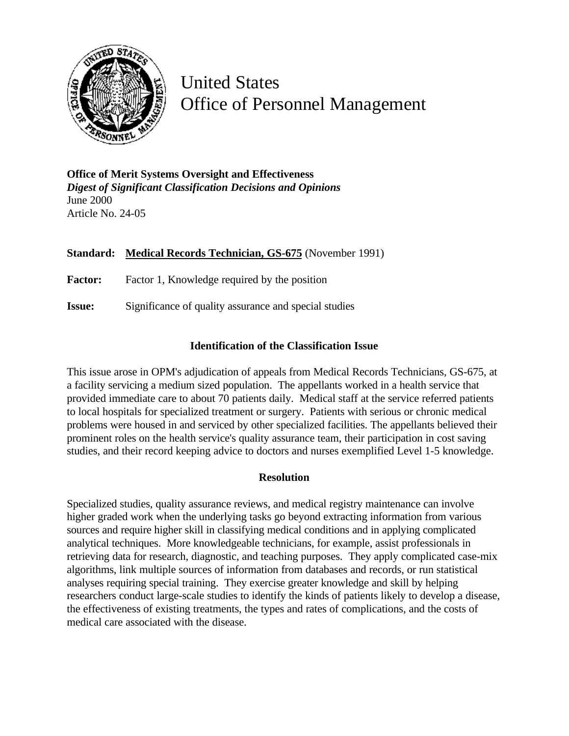# United States
# Office of Personnel Management

**Office of Merit Systems Oversight and Effectiveness**
***Digest of Significant Classification Decisions and Opinions***
June 2000
Article No. 24-05

**Standard:** **Medical Records Technician, GS-675** (November 1991)

**Factor:** Factor 1, Knowledge required by the position

**Issue:** Significance of quality assurance and special studies

### Identification of the Classification Issue

This issue arose in OPM's adjudication of appeals from Medical Records Technicians, GS-675, at a facility servicing a medium sized population. The appellants worked in a health service that provided immediate care to about 70 patients daily. Medical staff at the service referred patients to local hospitals for specialized treatment or surgery. Patients with serious or chronic medical problems were housed in and serviced by other specialized facilities. The appellants believed their prominent roles on the health service's quality assurance team, their participation in cost saving studies, and their record keeping advice to doctors and nurses exemplified Level 1-5 knowledge.

### Resolution

Specialized studies, quality assurance reviews, and medical registry maintenance can involve higher graded work when the underlying tasks go beyond extracting information from various sources and require higher skill in classifying medical conditions and in applying complicated analytical techniques. More knowledgeable technicians, for example, assist professionals in retrieving data for research, diagnostic, and teaching purposes. They apply complicated case-mix algorithms, link multiple sources of information from databases and records, or run statistical analyses requiring special training. They exercise greater knowledge and skill by helping researchers conduct large-scale studies to identify the kinds of patients likely to develop a disease, the effectiveness of existing treatments, the types and rates of complications, and the costs of medical care associated with the disease.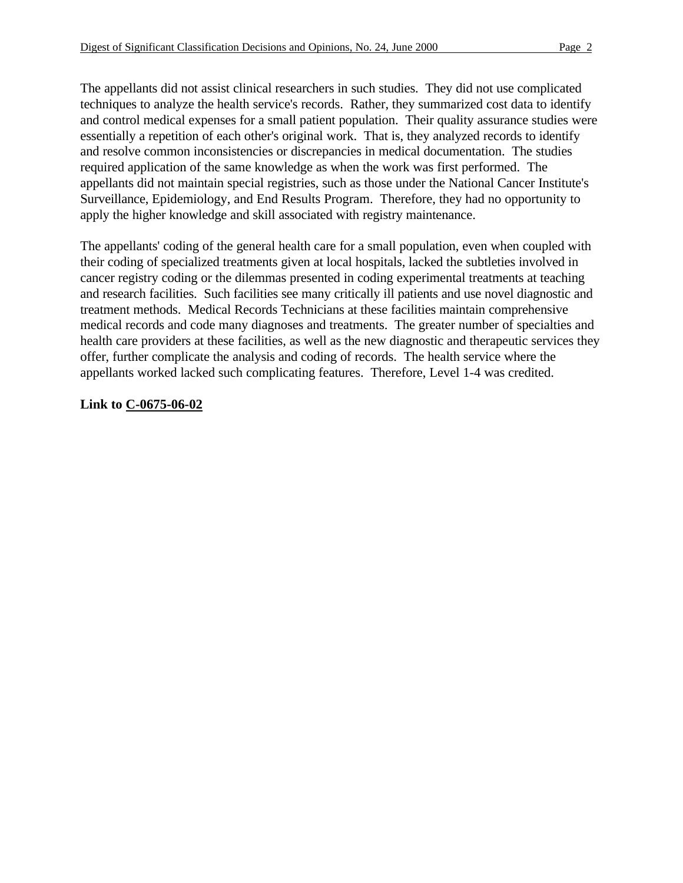The appellants did not assist clinical researchers in such studies. They did not use complicated techniques to analyze the health service's records. Rather, they summarized cost data to identify and control medical expenses for a small patient population. Their quality assurance studies were essentially a repetition of each other's original work. That is, they analyzed records to identify and resolve common inconsistencies or discrepancies in medical documentation. The studies required application of the same knowledge as when the work was first performed. The appellants did not maintain special registries, such as those under the National Cancer Institute's Surveillance, Epidemiology, and End Results Program. Therefore, they had no opportunity to apply the higher knowledge and skill associated with registry maintenance.

The appellants' coding of the general health care for a small population, even when coupled with their coding of specialized treatments given at local hospitals, lacked the subtleties involved in cancer registry coding or the dilemmas presented in coding experimental treatments at teaching and research facilities. Such facilities see many critically ill patients and use novel diagnostic and treatment methods. Medical Records Technicians at these facilities maintain comprehensive medical records and code many diagnoses and treatments. The greater number of specialties and health care providers at these facilities, as well as the new diagnostic and therapeutic services they offer, further complicate the analysis and coding of records. The health service where the appellants worked lacked such complicating features. Therefore, Level 1-4 was credited.

**Link to C-0675-06-02**